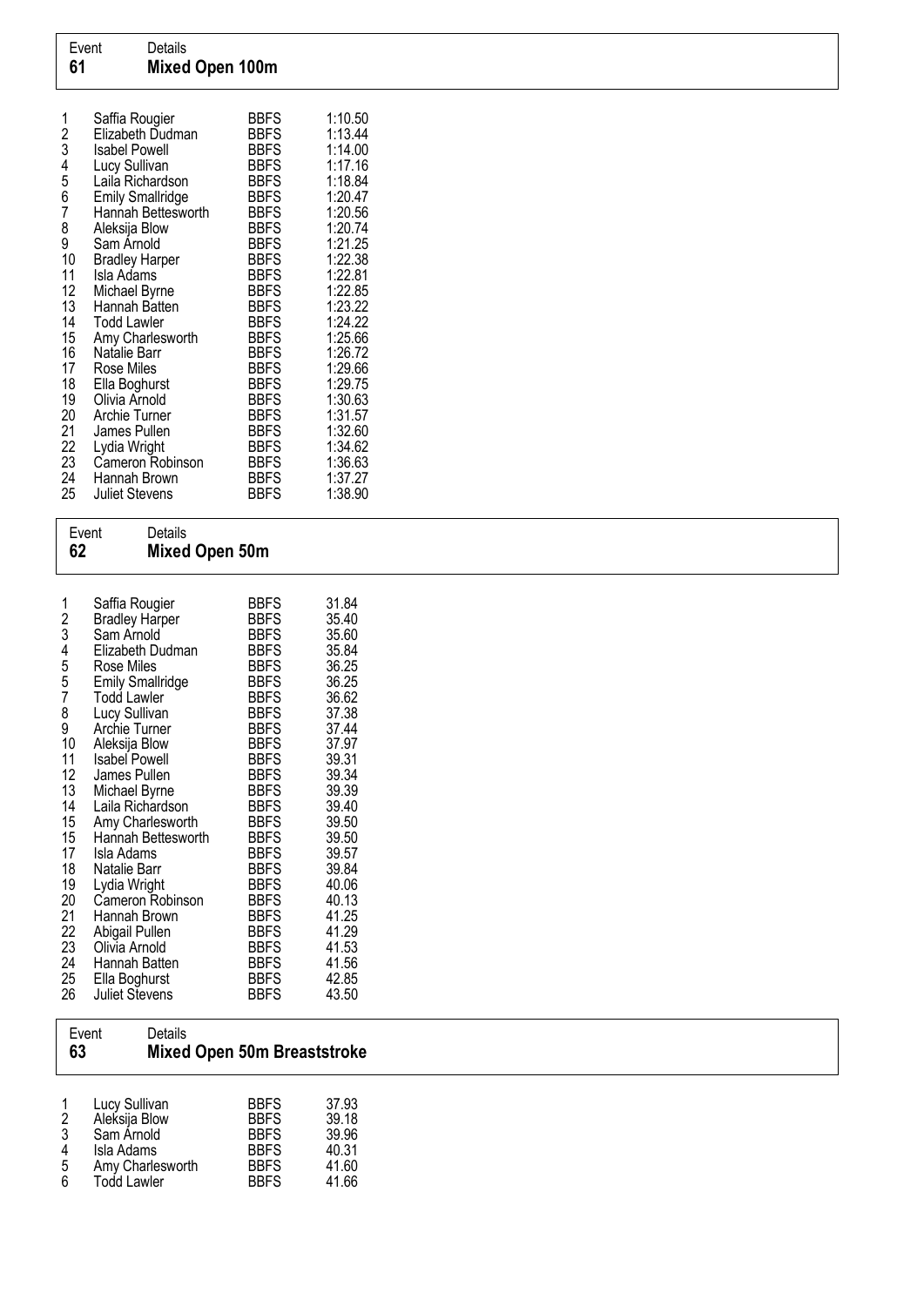## Event 61 — Mixed Open 100m

| Place | Name | Club | Time |
|---|---|---|---|
| 1 | Saffia Rougier | BBFS | 1:10.50 |
| 2 | Elizabeth Dudman | BBFS | 1:13.44 |
| 3 | Isabel Powell | BBFS | 1:14.00 |
| 4 | Lucy Sullivan | BBFS | 1:17.16 |
| 5 | Laila Richardson | BBFS | 1:18.84 |
| 6 | Emily Smallridge | BBFS | 1:20.47 |
| 7 | Hannah Bettesworth | BBFS | 1:20.56 |
| 8 | Aleksija Blow | BBFS | 1:20.74 |
| 9 | Sam Arnold | BBFS | 1:21.25 |
| 10 | Bradley Harper | BBFS | 1:22.38 |
| 11 | Isla Adams | BBFS | 1:22.81 |
| 12 | Michael Byrne | BBFS | 1:22.85 |
| 13 | Hannah Batten | BBFS | 1:23.22 |
| 14 | Todd Lawler | BBFS | 1:24.22 |
| 15 | Amy Charlesworth | BBFS | 1:25.66 |
| 16 | Natalie Barr | BBFS | 1:26.72 |
| 17 | Rose Miles | BBFS | 1:29.66 |
| 18 | Ella Boghurst | BBFS | 1:29.75 |
| 19 | Olivia Arnold | BBFS | 1:30.63 |
| 20 | Archie Turner | BBFS | 1:31.57 |
| 21 | James Pullen | BBFS | 1:32.60 |
| 22 | Lydia Wright | BBFS | 1:34.62 |
| 23 | Cameron Robinson | BBFS | 1:36.63 |
| 24 | Hannah Brown | BBFS | 1:37.27 |
| 25 | Juliet Stevens | BBFS | 1:38.90 |

## Event 62 — Mixed Open 50m

| Place | Name | Club | Time |
|---|---|---|---|
| 1 | Saffia Rougier | BBFS | 31.84 |
| 2 | Bradley Harper | BBFS | 35.40 |
| 3 | Sam Arnold | BBFS | 35.60 |
| 4 | Elizabeth Dudman | BBFS | 35.84 |
| 5 | Rose Miles | BBFS | 36.25 |
| 5 | Emily Smallridge | BBFS | 36.25 |
| 7 | Todd Lawler | BBFS | 36.62 |
| 8 | Lucy Sullivan | BBFS | 37.38 |
| 9 | Archie Turner | BBFS | 37.44 |
| 10 | Aleksija Blow | BBFS | 37.97 |
| 11 | Isabel Powell | BBFS | 39.31 |
| 12 | James Pullen | BBFS | 39.34 |
| 13 | Michael Byrne | BBFS | 39.39 |
| 14 | Laila Richardson | BBFS | 39.40 |
| 15 | Amy Charlesworth | BBFS | 39.50 |
| 15 | Hannah Bettesworth | BBFS | 39.50 |
| 17 | Isla Adams | BBFS | 39.57 |
| 18 | Natalie Barr | BBFS | 39.84 |
| 19 | Lydia Wright | BBFS | 40.06 |
| 20 | Cameron Robinson | BBFS | 40.13 |
| 21 | Hannah Brown | BBFS | 41.25 |
| 22 | Abigail Pullen | BBFS | 41.29 |
| 23 | Olivia Arnold | BBFS | 41.53 |
| 24 | Hannah Batten | BBFS | 41.56 |
| 25 | Ella Boghurst | BBFS | 42.85 |
| 26 | Juliet Stevens | BBFS | 43.50 |

## Event 63 — Mixed Open 50m Breaststroke

| Place | Name | Club | Time |
|---|---|---|---|
| 1 | Lucy Sullivan | BBFS | 37.93 |
| 2 | Aleksija Blow | BBFS | 39.18 |
| 3 | Sam Arnold | BBFS | 39.96 |
| 4 | Isla Adams | BBFS | 40.31 |
| 5 | Amy Charlesworth | BBFS | 41.60 |
| 6 | Todd Lawler | BBFS | 41.66 |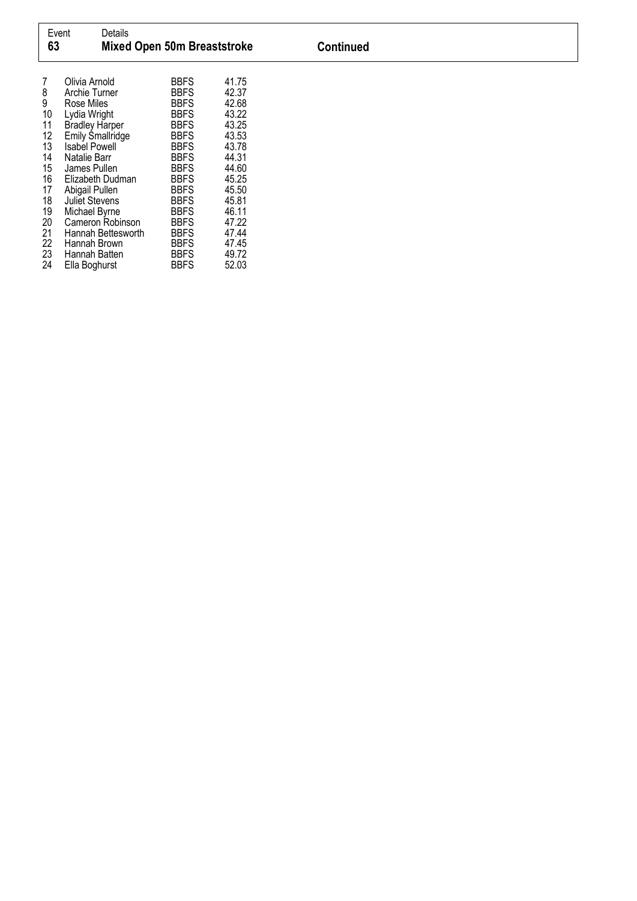Event 63 — Details: **Mixed Open 50m Breaststroke** **Continued**

| | | | |
|---|---|---|---|
| 7 | Olivia Arnold | BBFS | 41.75 |
| 8 | Archie Turner | BBFS | 42.37 |
| 9 | Rose Miles | BBFS | 42.68 |
| 10 | Lydia Wright | BBFS | 43.22 |
| 11 | Bradley Harper | BBFS | 43.25 |
| 12 | Emily Smallridge | BBFS | 43.53 |
| 13 | Isabel Powell | BBFS | 43.78 |
| 14 | Natalie Barr | BBFS | 44.31 |
| 15 | James Pullen | BBFS | 44.60 |
| 16 | Elizabeth Dudman | BBFS | 45.25 |
| 17 | Abigail Pullen | BBFS | 45.50 |
| 18 | Juliet Stevens | BBFS | 45.81 |
| 19 | Michael Byrne | BBFS | 46.11 |
| 20 | Cameron Robinson | BBFS | 47.22 |
| 21 | Hannah Bettesworth | BBFS | 47.44 |
| 22 | Hannah Brown | BBFS | 47.45 |
| 23 | Hannah Batten | BBFS | 49.72 |
| 24 | Ella Boghurst | BBFS | 52.03 |